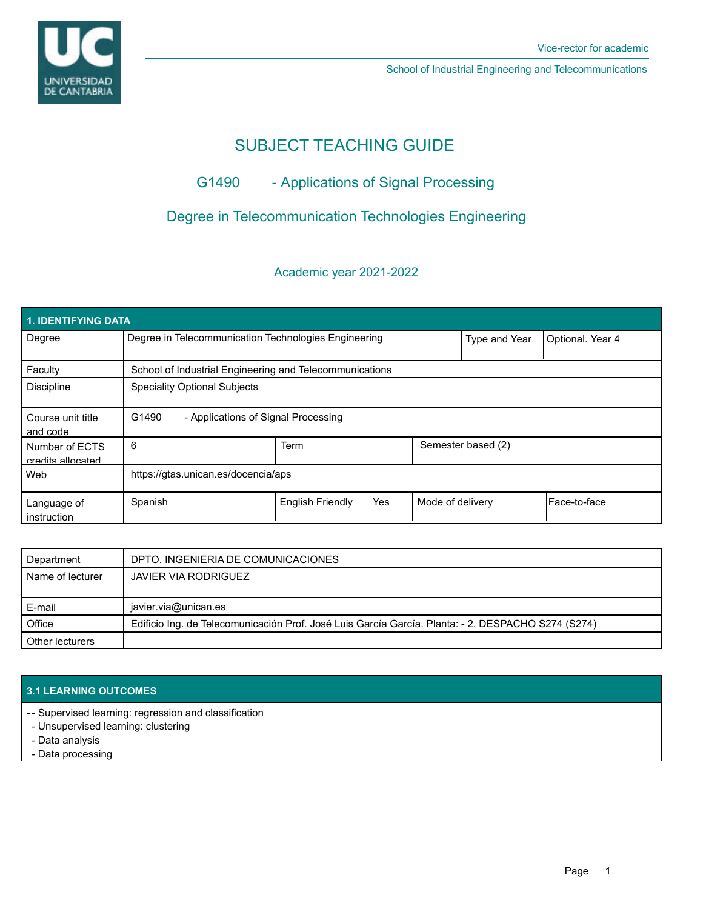Vice-rector for academic

School of Industrial Engineering and Telecommunications

# SUBJECT TEACHING GUIDE

## G1490 - Applications of Signal Processing

## Degree in Telecommunication Technologies Engineering

Academic year 2021-2022

| 1. IDENTIFYING DATA | | | | | |
|---|---|---|---|---|---|
| Degree | Degree in Telecommunication Technologies Engineering | | | Type and Year | Optional. Year 4 |
| Faculty | School of Industrial Engineering and Telecommunications | | | | |
| Discipline | Speciality Optional Subjects | | | | |
| Course unit title and code | G1490 - Applications of Signal Processing | | | | |
| Number of ECTS credits allocated | 6 | Term | | Semester based (2) | |
| Web | https://gtas.unican.es/docencia/aps | | | | |
| Language of instruction | Spanish | English Friendly | Yes | Mode of delivery | Face-to-face |

| | |
|---|---|
| Department | DPTO. INGENIERIA DE COMUNICACIONES |
| Name of lecturer | JAVIER VIA RODRIGUEZ |
| E-mail | javier.via@unican.es |
| Office | Edificio Ing. de Telecomunicación Prof. José Luis García García. Planta: - 2. DESPACHO S274 (S274) |
| Other lecturers | |

| 3.1 LEARNING OUTCOMES |
|---|
| - - Supervised learning: regression and classification<br>- Unsupervised learning: clustering<br>- Data analysis<br>- Data processing |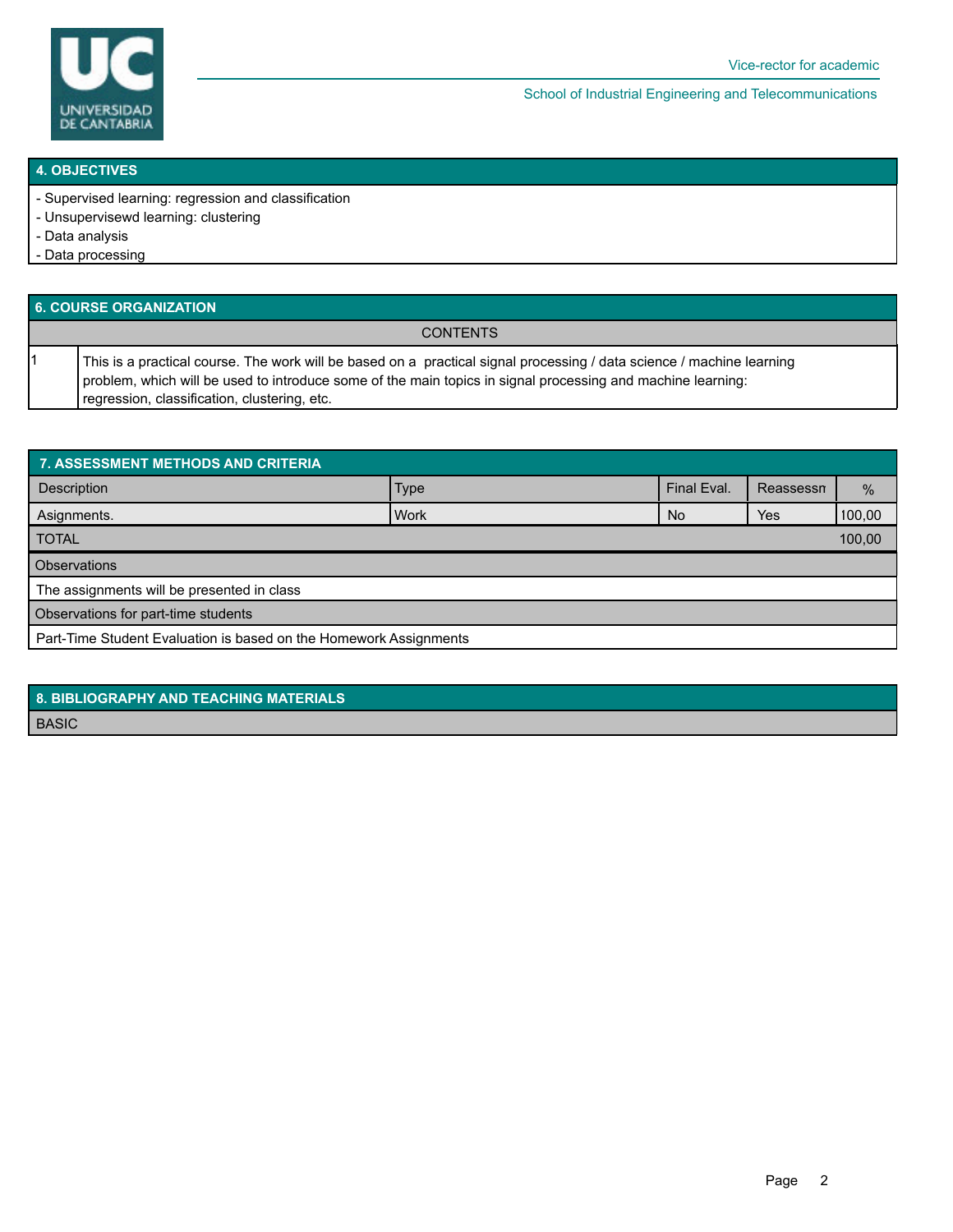## 4. OBJECTIVES

- Supervised learning: regression and classification
- Unsupervisewd learning: clustering
- Data analysis
- Data processing

## 6. COURSE ORGANIZATION

| | CONTENTS |
|---|---|
| 1 | This is a practical course. The work will be based on a practical signal processing / data science / machine learning problem, which will be used to introduce some of the main topics in signal processing and machine learning: regression, classification, clustering, etc. |

## 7. ASSESSMENT METHODS AND CRITERIA

| Description | Type | Final Eval. | Reassessn | % |
|---|---|---|---|---|
| Asignments. | Work | No | Yes | 100,00 |
| TOTAL | | | | 100,00 |

**Observations**

The assignments will be presented in class

**Observations for part-time students**

Part-Time Student Evaluation is based on the Homework Assignments

## 8. BIBLIOGRAPHY AND TEACHING MATERIALS

BASIC